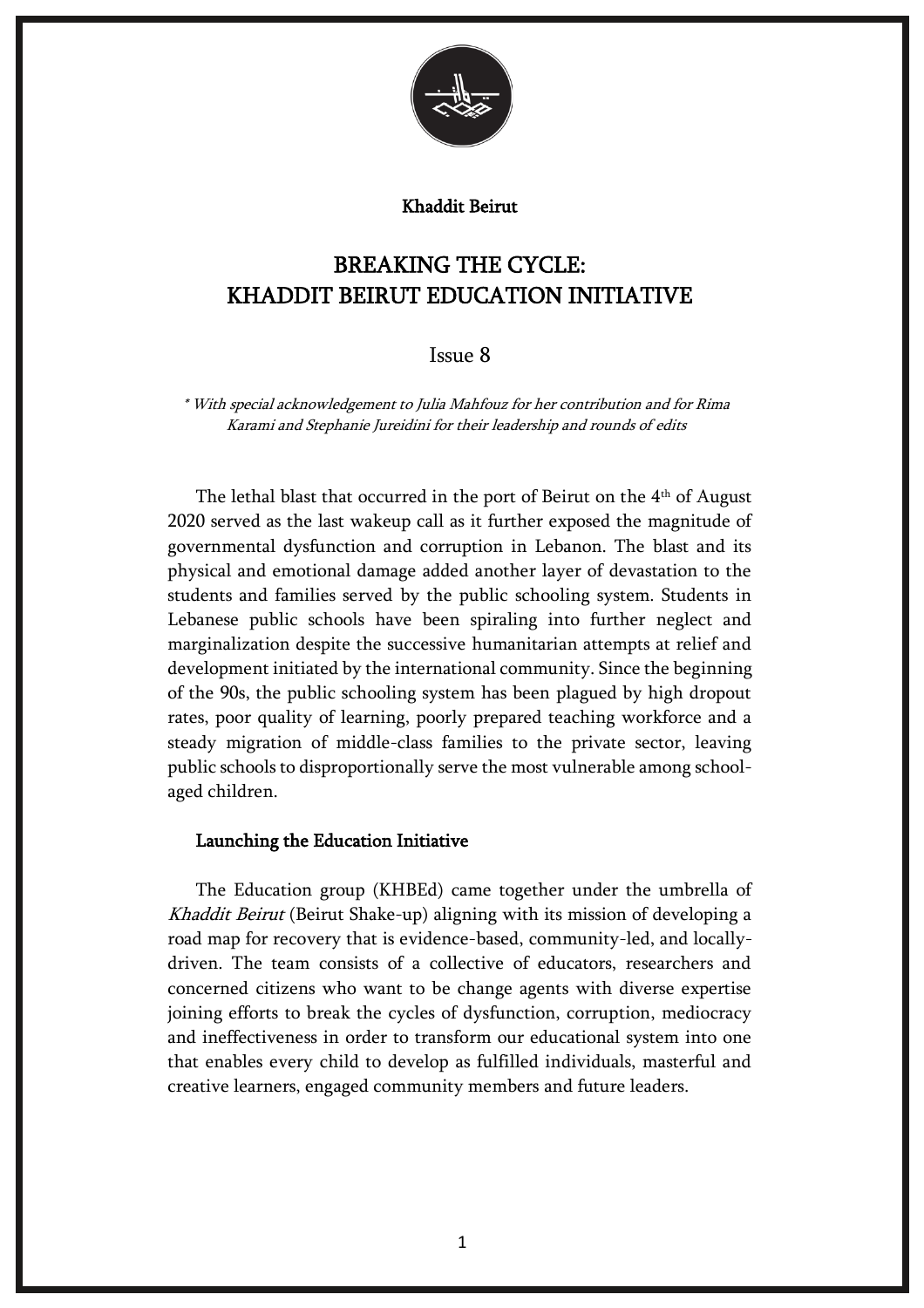Khaddit Beirut

# BREAKING THE CYCLE: KHADDIT BEIRUT EDUCATION INITIATIVE

Issue 8

*\* With special acknowledgement to Julia Mahfouz for her contribution and for Rima Karami and Stephanie Jureidini for their leadership and rounds of edits*

The lethal blast that occurred in the port of Beirut on the 4th of August 2020 served as the last wakeup call as it further exposed the magnitude of governmental dysfunction and corruption in Lebanon. The blast and its physical and emotional damage added another layer of devastation to the students and families served by the public schooling system. Students in Lebanese public schools have been spiraling into further neglect and marginalization despite the successive humanitarian attempts at relief and development initiated by the international community. Since the beginning of the 90s, the public schooling system has been plagued by high dropout rates, poor quality of learning, poorly prepared teaching workforce and a steady migration of middle-class families to the private sector, leaving public schools to disproportionally serve the most vulnerable among school-aged children.

## Launching the Education Initiative

The Education group (KHBEd) came together under the umbrella of *Khaddit Beirut* (Beirut Shake-up) aligning with its mission of developing a road map for recovery that is evidence-based, community-led, and locally-driven. The team consists of a collective of educators, researchers and concerned citizens who want to be change agents with diverse expertise joining efforts to break the cycles of dysfunction, corruption, mediocracy and ineffectiveness in order to transform our educational system into one that enables every child to develop as fulfilled individuals, masterful and creative learners, engaged community members and future leaders.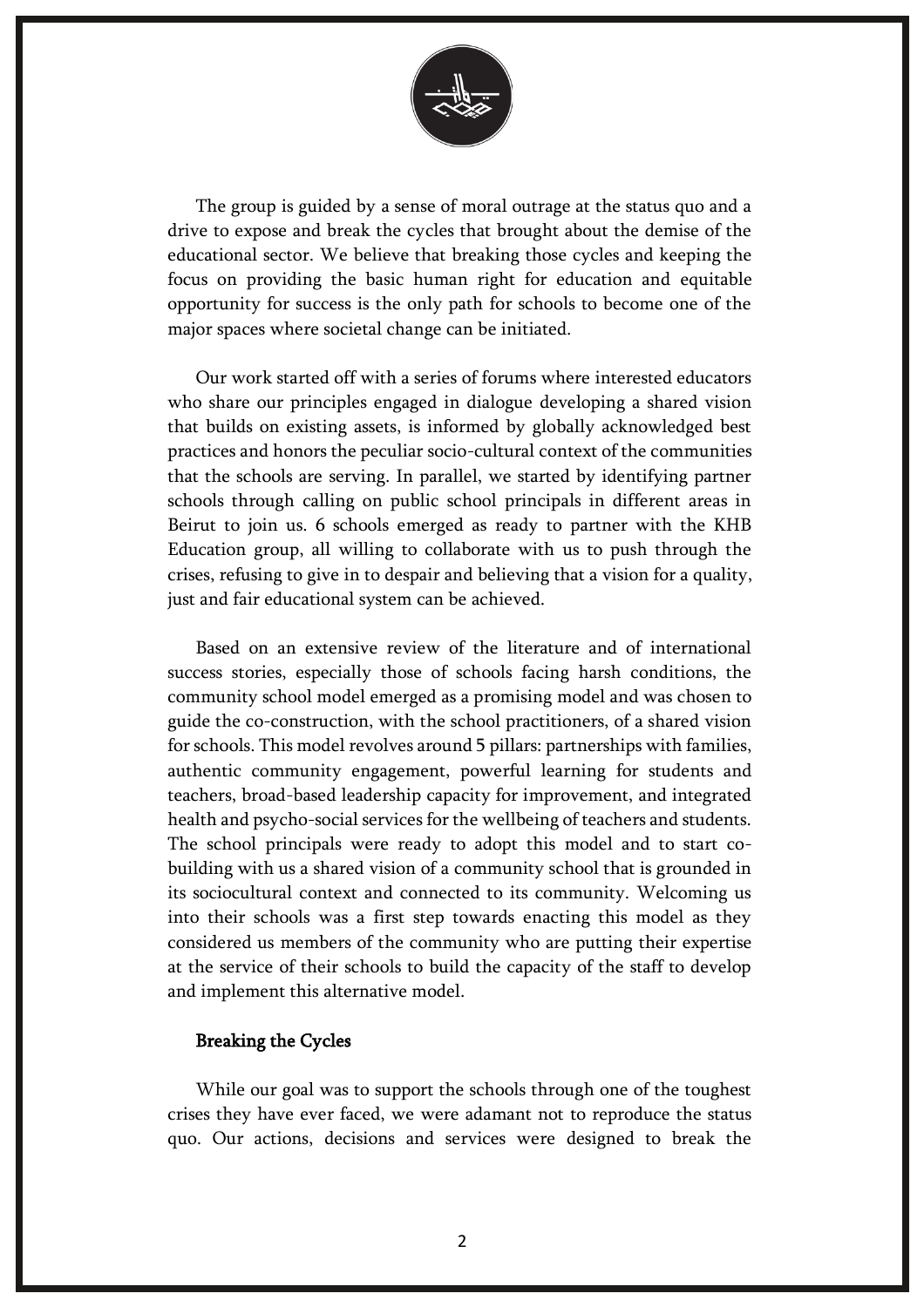The group is guided by a sense of moral outrage at the status quo and a drive to expose and break the cycles that brought about the demise of the educational sector. We believe that breaking those cycles and keeping the focus on providing the basic human right for education and equitable opportunity for success is the only path for schools to become one of the major spaces where societal change can be initiated.

Our work started off with a series of forums where interested educators who share our principles engaged in dialogue developing a shared vision that builds on existing assets, is informed by globally acknowledged best practices and honors the peculiar socio-cultural context of the communities that the schools are serving. In parallel, we started by identifying partner schools through calling on public school principals in different areas in Beirut to join us. 6 schools emerged as ready to partner with the KHB Education group, all willing to collaborate with us to push through the crises, refusing to give in to despair and believing that a vision for a quality, just and fair educational system can be achieved.

Based on an extensive review of the literature and of international success stories, especially those of schools facing harsh conditions, the community school model emerged as a promising model and was chosen to guide the co-construction, with the school practitioners, of a shared vision for schools. This model revolves around 5 pillars: partnerships with families, authentic community engagement, powerful learning for students and teachers, broad-based leadership capacity for improvement, and integrated health and psycho-social services for the wellbeing of teachers and students. The school principals were ready to adopt this model and to start co-building with us a shared vision of a community school that is grounded in its sociocultural context and connected to its community. Welcoming us into their schools was a first step towards enacting this model as they considered us members of the community who are putting their expertise at the service of their schools to build the capacity of the staff to develop and implement this alternative model.

## Breaking the Cycles

While our goal was to support the schools through one of the toughest crises they have ever faced, we were adamant not to reproduce the status quo. Our actions, decisions and services were designed to break the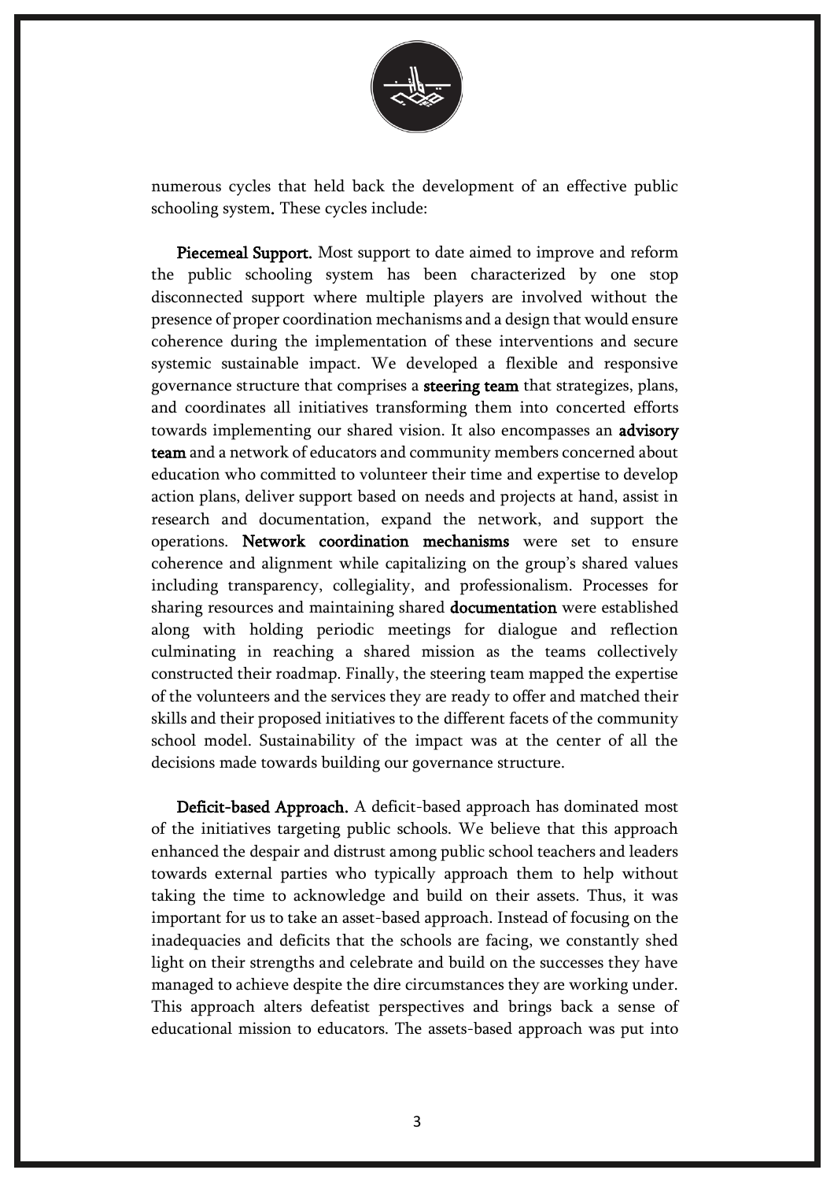numerous cycles that held back the development of an effective public schooling system. These cycles include:

**Piecemeal Support.** Most support to date aimed to improve and reform the public schooling system has been characterized by one stop disconnected support where multiple players are involved without the presence of proper coordination mechanisms and a design that would ensure coherence during the implementation of these interventions and secure systemic sustainable impact. We developed a flexible and responsive governance structure that comprises a **steering team** that strategizes, plans, and coordinates all initiatives transforming them into concerted efforts towards implementing our shared vision. It also encompasses an **advisory team** and a network of educators and community members concerned about education who committed to volunteer their time and expertise to develop action plans, deliver support based on needs and projects at hand, assist in research and documentation, expand the network, and support the operations. **Network coordination mechanisms** were set to ensure coherence and alignment while capitalizing on the group's shared values including transparency, collegiality, and professionalism. Processes for sharing resources and maintaining shared **documentation** were established along with holding periodic meetings for dialogue and reflection culminating in reaching a shared mission as the teams collectively constructed their roadmap. Finally, the steering team mapped the expertise of the volunteers and the services they are ready to offer and matched their skills and their proposed initiatives to the different facets of the community school model. Sustainability of the impact was at the center of all the decisions made towards building our governance structure.

**Deficit-based Approach.** A deficit-based approach has dominated most of the initiatives targeting public schools. We believe that this approach enhanced the despair and distrust among public school teachers and leaders towards external parties who typically approach them to help without taking the time to acknowledge and build on their assets. Thus, it was important for us to take an asset-based approach. Instead of focusing on the inadequacies and deficits that the schools are facing, we constantly shed light on their strengths and celebrate and build on the successes they have managed to achieve despite the dire circumstances they are working under. This approach alters defeatist perspectives and brings back a sense of educational mission to educators. The assets-based approach was put into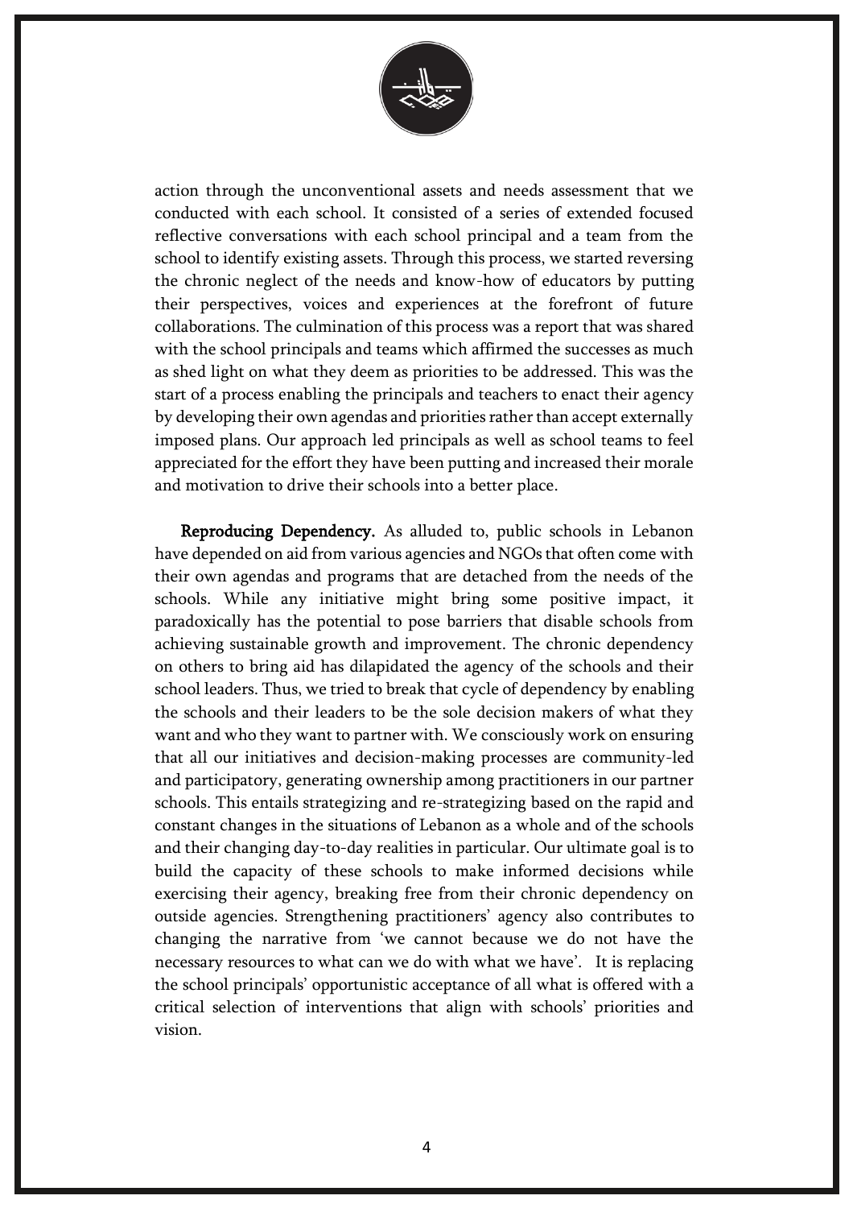action through the unconventional assets and needs assessment that we conducted with each school. It consisted of a series of extended focused reflective conversations with each school principal and a team from the school to identify existing assets. Through this process, we started reversing the chronic neglect of the needs and know-how of educators by putting their perspectives, voices and experiences at the forefront of future collaborations. The culmination of this process was a report that was shared with the school principals and teams which affirmed the successes as much as shed light on what they deem as priorities to be addressed. This was the start of a process enabling the principals and teachers to enact their agency by developing their own agendas and priorities rather than accept externally imposed plans. Our approach led principals as well as school teams to feel appreciated for the effort they have been putting and increased their morale and motivation to drive their schools into a better place.

**Reproducing Dependency.** As alluded to, public schools in Lebanon have depended on aid from various agencies and NGOs that often come with their own agendas and programs that are detached from the needs of the schools. While any initiative might bring some positive impact, it paradoxically has the potential to pose barriers that disable schools from achieving sustainable growth and improvement. The chronic dependency on others to bring aid has dilapidated the agency of the schools and their school leaders. Thus, we tried to break that cycle of dependency by enabling the schools and their leaders to be the sole decision makers of what they want and who they want to partner with. We consciously work on ensuring that all our initiatives and decision-making processes are community-led and participatory, generating ownership among practitioners in our partner schools. This entails strategizing and re-strategizing based on the rapid and constant changes in the situations of Lebanon as a whole and of the schools and their changing day-to-day realities in particular. Our ultimate goal is to build the capacity of these schools to make informed decisions while exercising their agency, breaking free from their chronic dependency on outside agencies. Strengthening practitioners' agency also contributes to changing the narrative from 'we cannot because we do not have the necessary resources to what can we do with what we have'. It is replacing the school principals' opportunistic acceptance of all what is offered with a critical selection of interventions that align with schools' priorities and vision.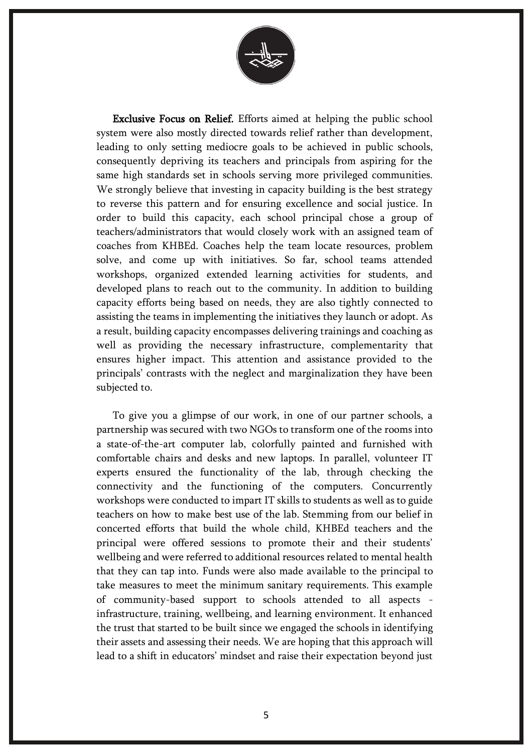**Exclusive Focus on Relief.** Efforts aimed at helping the public school system were also mostly directed towards relief rather than development, leading to only setting mediocre goals to be achieved in public schools, consequently depriving its teachers and principals from aspiring for the same high standards set in schools serving more privileged communities. We strongly believe that investing in capacity building is the best strategy to reverse this pattern and for ensuring excellence and social justice. In order to build this capacity, each school principal chose a group of teachers/administrators that would closely work with an assigned team of coaches from KHBEd. Coaches help the team locate resources, problem solve, and come up with initiatives. So far, school teams attended workshops, organized extended learning activities for students, and developed plans to reach out to the community. In addition to building capacity efforts being based on needs, they are also tightly connected to assisting the teams in implementing the initiatives they launch or adopt. As a result, building capacity encompasses delivering trainings and coaching as well as providing the necessary infrastructure, complementarity that ensures higher impact. This attention and assistance provided to the principals' contrasts with the neglect and marginalization they have been subjected to.

To give you a glimpse of our work, in one of our partner schools, a partnership was secured with two NGOs to transform one of the rooms into a state-of-the-art computer lab, colorfully painted and furnished with comfortable chairs and desks and new laptops. In parallel, volunteer IT experts ensured the functionality of the lab, through checking the connectivity and the functioning of the computers. Concurrently workshops were conducted to impart IT skills to students as well as to guide teachers on how to make best use of the lab. Stemming from our belief in concerted efforts that build the whole child, KHBEd teachers and the principal were offered sessions to promote their and their students' wellbeing and were referred to additional resources related to mental health that they can tap into. Funds were also made available to the principal to take measures to meet the minimum sanitary requirements. This example of community-based support to schools attended to all aspects - infrastructure, training, wellbeing, and learning environment. It enhanced the trust that started to be built since we engaged the schools in identifying their assets and assessing their needs. We are hoping that this approach will lead to a shift in educators' mindset and raise their expectation beyond just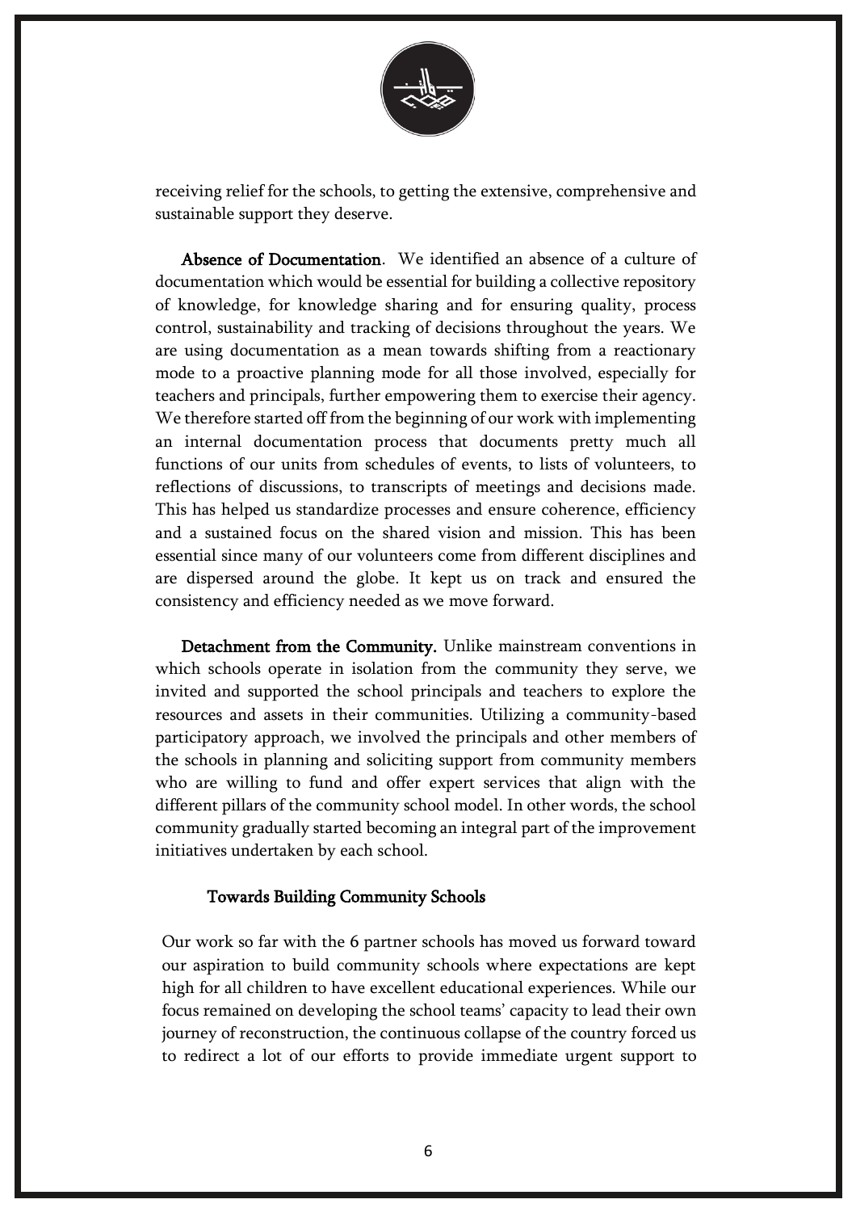receiving relief for the schools, to getting the extensive, comprehensive and sustainable support they deserve.

**Absence of Documentation**. We identified an absence of a culture of documentation which would be essential for building a collective repository of knowledge, for knowledge sharing and for ensuring quality, process control, sustainability and tracking of decisions throughout the years. We are using documentation as a mean towards shifting from a reactionary mode to a proactive planning mode for all those involved, especially for teachers and principals, further empowering them to exercise their agency. We therefore started off from the beginning of our work with implementing an internal documentation process that documents pretty much all functions of our units from schedules of events, to lists of volunteers, to reflections of discussions, to transcripts of meetings and decisions made. This has helped us standardize processes and ensure coherence, efficiency and a sustained focus on the shared vision and mission. This has been essential since many of our volunteers come from different disciplines and are dispersed around the globe. It kept us on track and ensured the consistency and efficiency needed as we move forward.

**Detachment from the Community.** Unlike mainstream conventions in which schools operate in isolation from the community they serve, we invited and supported the school principals and teachers to explore the resources and assets in their communities. Utilizing a community-based participatory approach, we involved the principals and other members of the schools in planning and soliciting support from community members who are willing to fund and offer expert services that align with the different pillars of the community school model. In other words, the school community gradually started becoming an integral part of the improvement initiatives undertaken by each school.

## Towards Building Community Schools

Our work so far with the 6 partner schools has moved us forward toward our aspiration to build community schools where expectations are kept high for all children to have excellent educational experiences. While our focus remained on developing the school teams' capacity to lead their own journey of reconstruction, the continuous collapse of the country forced us to redirect a lot of our efforts to provide immediate urgent support to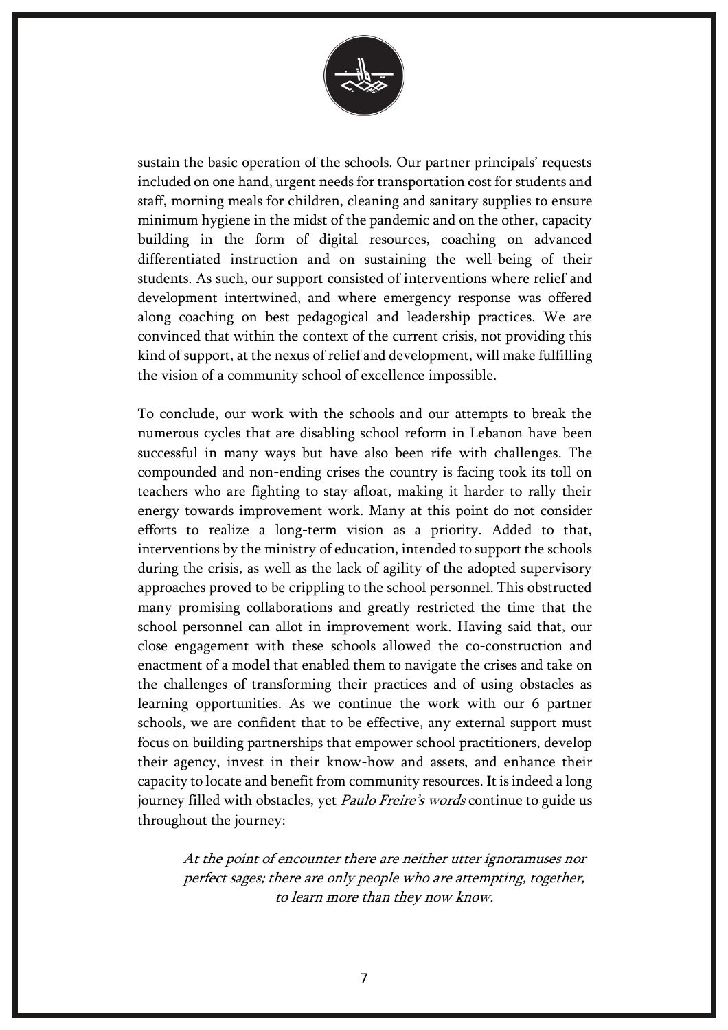sustain the basic operation of the schools. Our partner principals' requests included on one hand, urgent needs for transportation cost for students and staff, morning meals for children, cleaning and sanitary supplies to ensure minimum hygiene in the midst of the pandemic and on the other, capacity building in the form of digital resources, coaching on advanced differentiated instruction and on sustaining the well-being of their students. As such, our support consisted of interventions where relief and development intertwined, and where emergency response was offered along coaching on best pedagogical and leadership practices. We are convinced that within the context of the current crisis, not providing this kind of support, at the nexus of relief and development, will make fulfilling the vision of a community school of excellence impossible.

To conclude, our work with the schools and our attempts to break the numerous cycles that are disabling school reform in Lebanon have been successful in many ways but have also been rife with challenges. The compounded and non-ending crises the country is facing took its toll on teachers who are fighting to stay afloat, making it harder to rally their energy towards improvement work. Many at this point do not consider efforts to realize a long-term vision as a priority. Added to that, interventions by the ministry of education, intended to support the schools during the crisis, as well as the lack of agility of the adopted supervisory approaches proved to be crippling to the school personnel. This obstructed many promising collaborations and greatly restricted the time that the school personnel can allot in improvement work. Having said that, our close engagement with these schools allowed the co-construction and enactment of a model that enabled them to navigate the crises and take on the challenges of transforming their practices and of using obstacles as learning opportunities. As we continue the work with our 6 partner schools, we are confident that to be effective, any external support must focus on building partnerships that empower school practitioners, develop their agency, invest in their know-how and assets, and enhance their capacity to locate and benefit from community resources. It is indeed a long journey filled with obstacles, yet *Paulo Freire's words* continue to guide us throughout the journey:

> *At the point of encounter there are neither utter ignoramuses nor perfect sages; there are only people who are attempting, together, to learn more than they now know.*